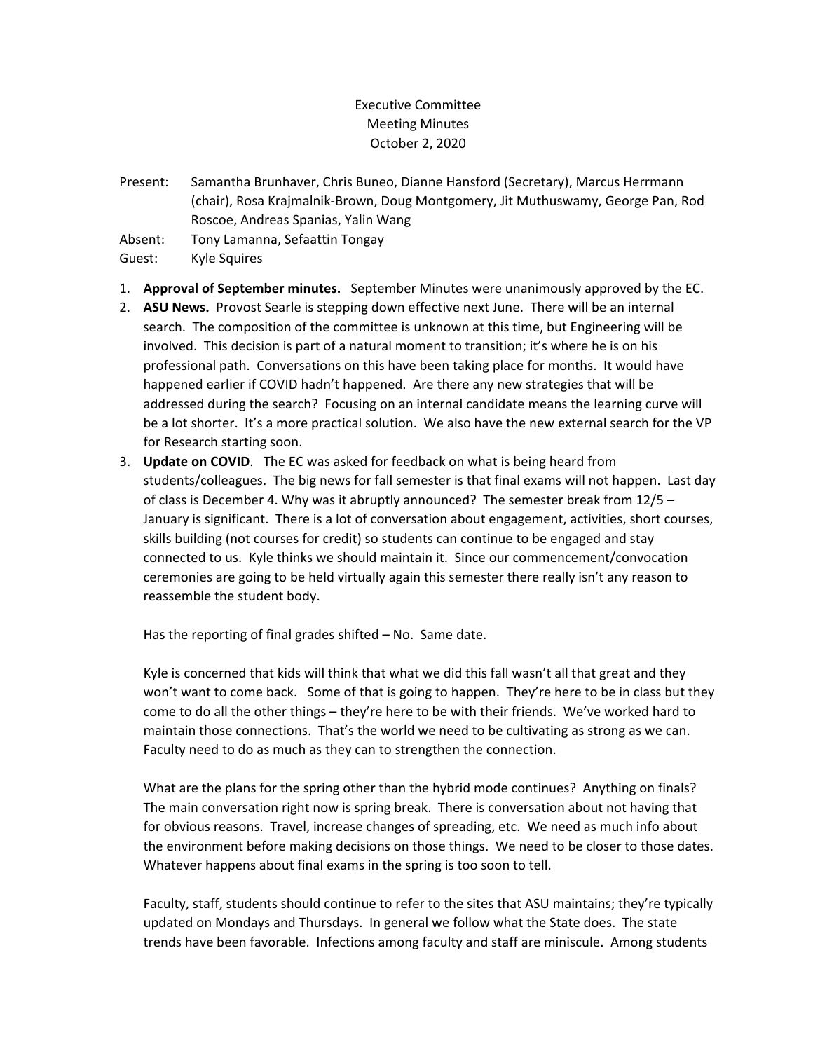Executive Committee
Meeting Minutes
October 2, 2020

Present: Samantha Brunhaver, Chris Buneo, Dianne Hansford (Secretary), Marcus Herrmann (chair), Rosa Krajmalnik-Brown, Doug Montgomery, Jit Muthuswamy, George Pan, Rod Roscoe, Andreas Spanias, Yalin Wang

Absent: Tony Lamanna, Sefaattin Tongay

Guest: Kyle Squires

1. **Approval of September minutes.** September Minutes were unanimously approved by the EC.
2. **ASU News.** Provost Searle is stepping down effective next June. There will be an internal search. The composition of the committee is unknown at this time, but Engineering will be involved. This decision is part of a natural moment to transition; it's where he is on his professional path. Conversations on this have been taking place for months. It would have happened earlier if COVID hadn't happened. Are there any new strategies that will be addressed during the search? Focusing on an internal candidate means the learning curve will be a lot shorter. It's a more practical solution. We also have the new external search for the VP for Research starting soon.
3. **Update on COVID**. The EC was asked for feedback on what is being heard from students/colleagues. The big news for fall semester is that final exams will not happen. Last day of class is December 4. Why was it abruptly announced? The semester break from 12/5 – January is significant. There is a lot of conversation about engagement, activities, short courses, skills building (not courses for credit) so students can continue to be engaged and stay connected to us. Kyle thinks we should maintain it. Since our commencement/convocation ceremonies are going to be held virtually again this semester there really isn't any reason to reassemble the student body.

   Has the reporting of final grades shifted – No. Same date.

   Kyle is concerned that kids will think that what we did this fall wasn't all that great and they won't want to come back. Some of that is going to happen. They're here to be in class but they come to do all the other things – they're here to be with their friends. We've worked hard to maintain those connections. That's the world we need to be cultivating as strong as we can. Faculty need to do as much as they can to strengthen the connection.

   What are the plans for the spring other than the hybrid mode continues? Anything on finals? The main conversation right now is spring break. There is conversation about not having that for obvious reasons. Travel, increase changes of spreading, etc. We need as much info about the environment before making decisions on those things. We need to be closer to those dates. Whatever happens about final exams in the spring is too soon to tell.

   Faculty, staff, students should continue to refer to the sites that ASU maintains; they're typically updated on Mondays and Thursdays. In general we follow what the State does. The state trends have been favorable. Infections among faculty and staff are miniscule. Among students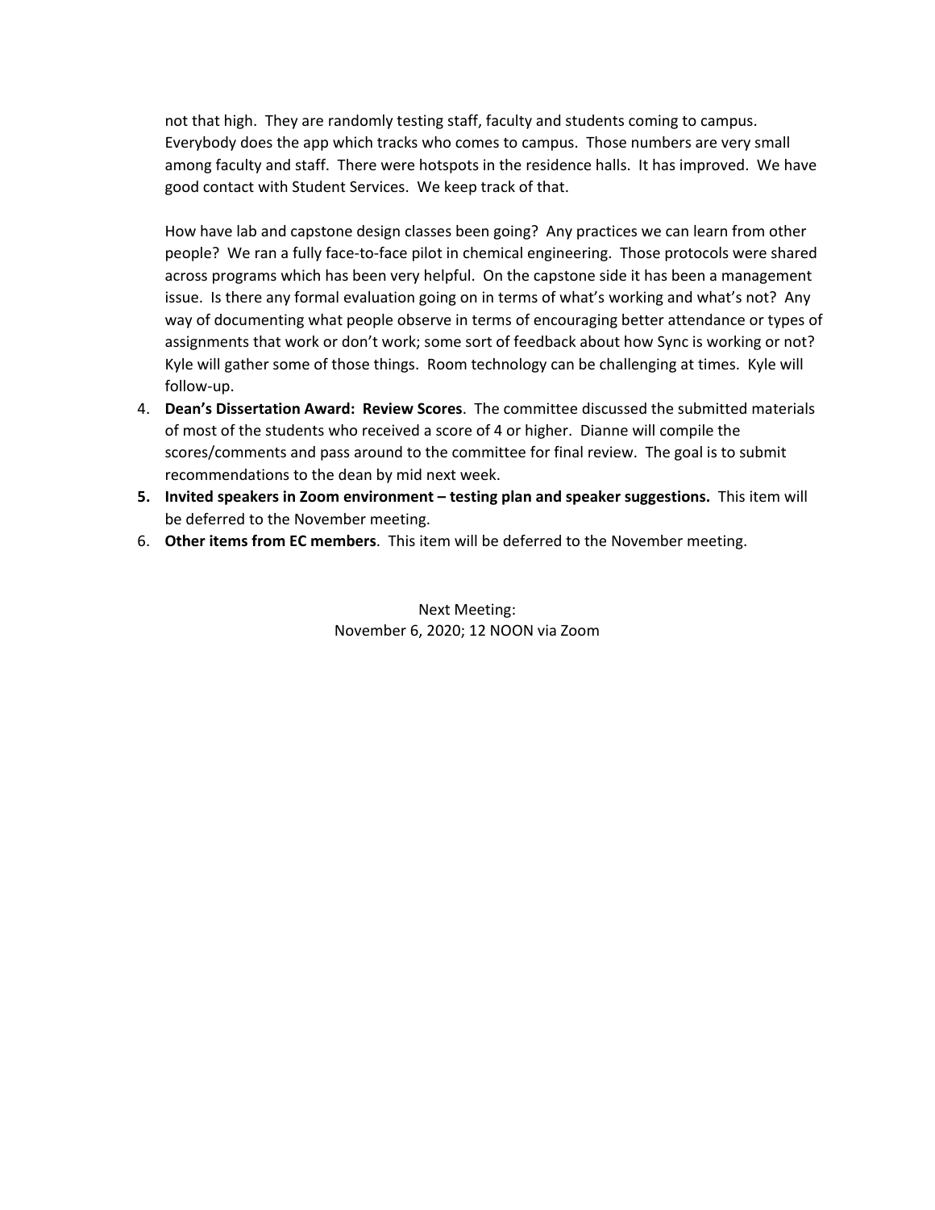not that high. They are randomly testing staff, faculty and students coming to campus. Everybody does the app which tracks who comes to campus. Those numbers are very small among faculty and staff. There were hotspots in the residence halls. It has improved. We have good contact with Student Services. We keep track of that.

How have lab and capstone design classes been going? Any practices we can learn from other people? We ran a fully face-to-face pilot in chemical engineering. Those protocols were shared across programs which has been very helpful. On the capstone side it has been a management issue. Is there any formal evaluation going on in terms of what's working and what's not? Any way of documenting what people observe in terms of encouraging better attendance or types of assignments that work or don't work; some sort of feedback about how Sync is working or not? Kyle will gather some of those things. Room technology can be challenging at times. Kyle will follow-up.

4. **Dean's Dissertation Award: Review Scores**. The committee discussed the submitted materials of most of the students who received a score of 4 or higher. Dianne will compile the scores/comments and pass around to the committee for final review. The goal is to submit recommendations to the dean by mid next week.
5. **Invited speakers in Zoom environment – testing plan and speaker suggestions.** This item will be deferred to the November meeting.
6. **Other items from EC members**. This item will be deferred to the November meeting.

Next Meeting:
November 6, 2020; 12 NOON via Zoom